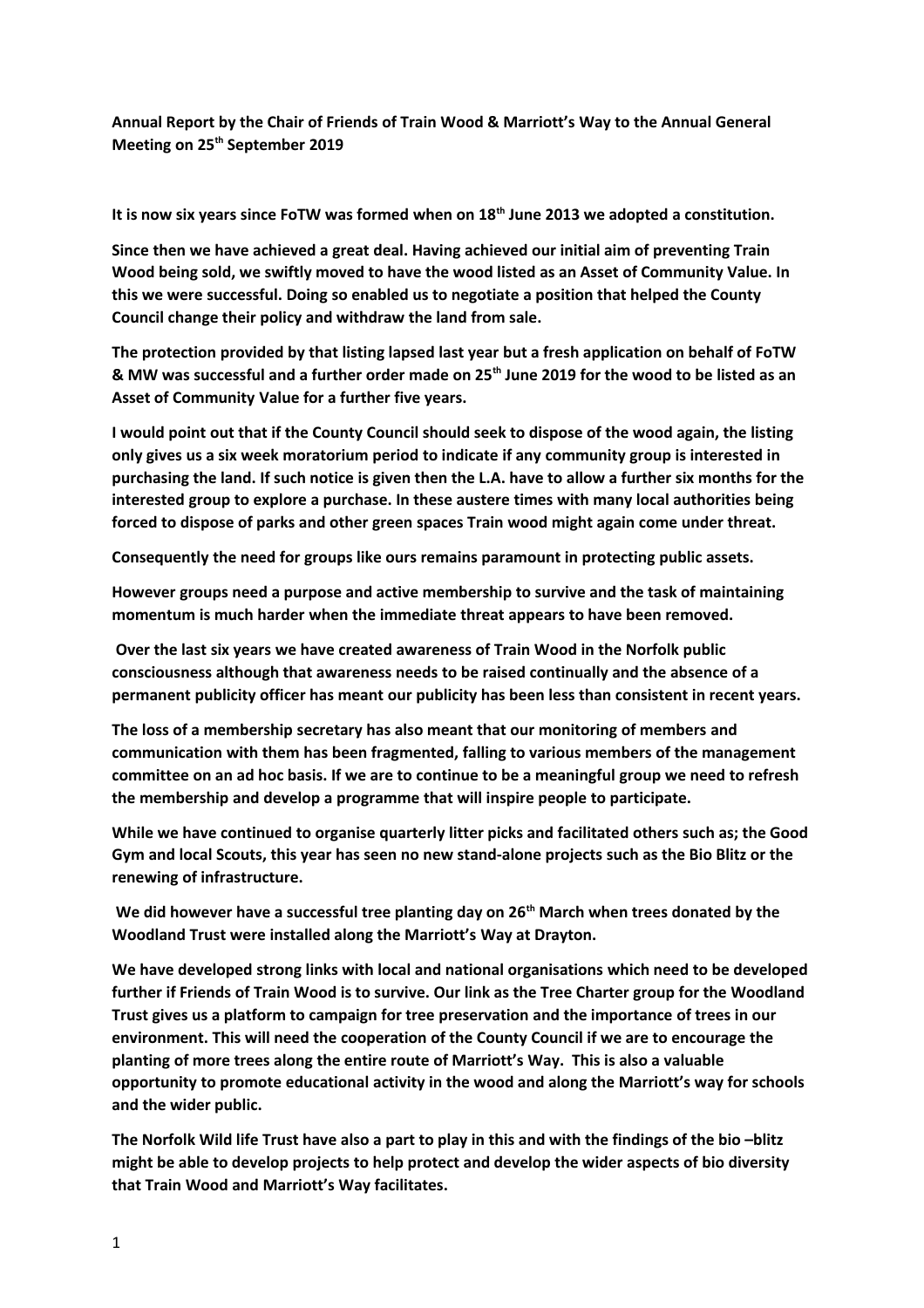**Annual Report by the Chair of Friends of Train Wood & Marriott's Way to the Annual General Meeting on 25th September 2019**

**It is now six years since FoTW was formed when on 18th June 2013 we adopted a constitution.**

**Since then we have achieved a great deal. Having achieved our initial aim of preventing Train Wood being sold, we swiftly moved to have the wood listed as an Asset of Community Value. In this we were successful. Doing so enabled us to negotiate a position that helped the County Council change their policy and withdraw the land from sale.**

**The protection provided by that listing lapsed last year but a fresh application on behalf of FoTW & MW was successful and a further order made on 25th June 2019 for the wood to be listed as an Asset of Community Value for a further five years.**

**I would point out that if the County Council should seek to dispose of the wood again, the listing only gives us a six week moratorium period to indicate if any community group is interested in purchasing the land. If such notice is given then the L.A. have to allow a further six months for the interested group to explore a purchase. In these austere times with many local authorities being forced to dispose of parks and other green spaces Train wood might again come under threat.**

**Consequently the need for groups like ours remains paramount in protecting public assets.**

**However groups need a purpose and active membership to survive and the task of maintaining momentum is much harder when the immediate threat appears to have been removed.**

**Over the last six years we have created awareness of Train Wood in the Norfolk public consciousness although that awareness needs to be raised continually and the absence of a permanent publicity officer has meant our publicity has been less than consistent in recent years.**

**The loss of a membership secretary has also meant that our monitoring of members and communication with them has been fragmented, falling to various members of the management committee on an ad hoc basis. If we are to continue to be a meaningful group we need to refresh the membership and develop a programme that will inspire people to participate.**

**While we have continued to organise quarterly litter picks and facilitated others such as; the Good Gym and local Scouts, this year has seen no new stand-alone projects such as the Bio Blitz or the renewing of infrastructure.**

**We did however have a successful tree planting day on 26th March when trees donated by the Woodland Trust were installed along the Marriott's Way at Drayton.**

**We have developed strong links with local and national organisations which need to be developed further if Friends of Train Wood is to survive. Our link as the Tree Charter group for the Woodland Trust gives us a platform to campaign for tree preservation and the importance of trees in our environment. This will need the cooperation of the County Council if we are to encourage the planting of more trees along the entire route of Marriott's Way. This is also a valuable opportunity to promote educational activity in the wood and along the Marriott's way for schools and the wider public.**

**The Norfolk Wild life Trust have also a part to play in this and with the findings of the bio –blitz might be able to develop projects to help protect and develop the wider aspects of bio diversity that Train Wood and Marriott's Way facilitates.**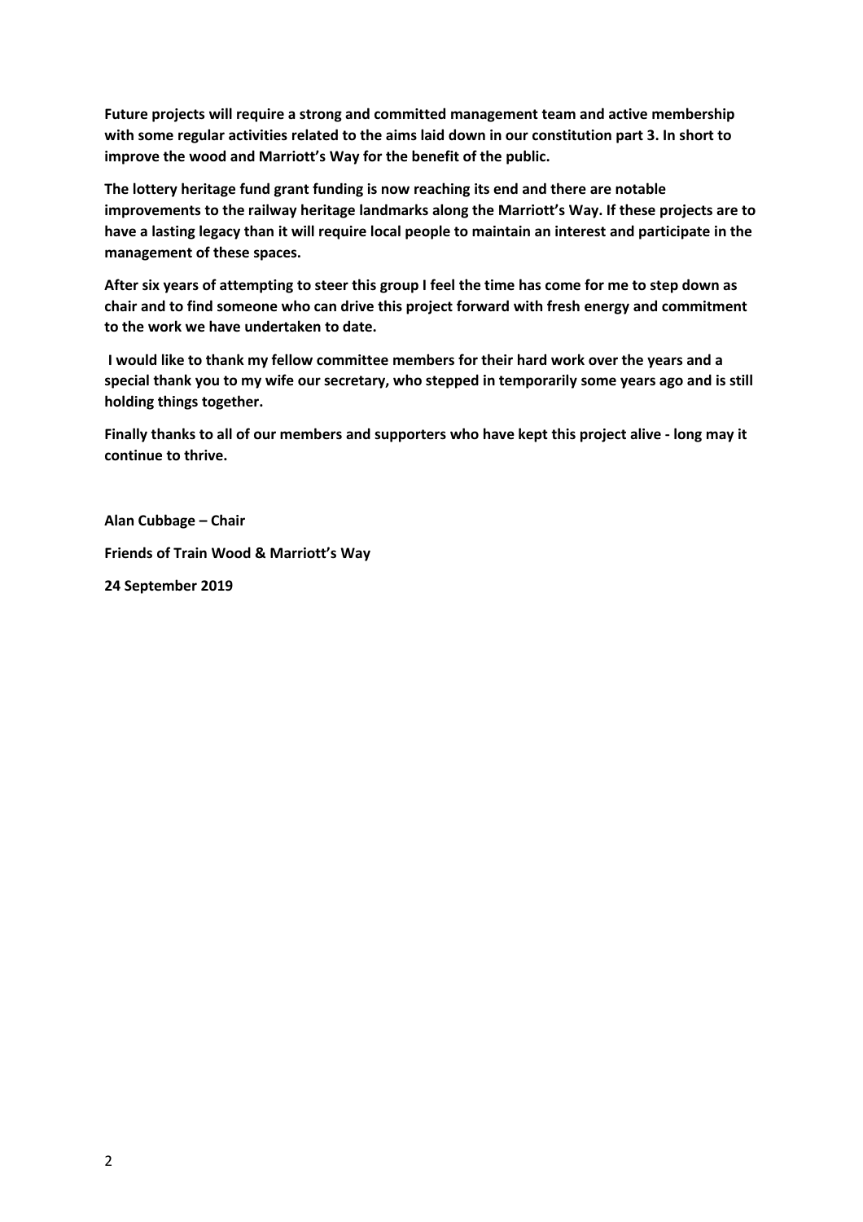**Future projects will require a strong and committed management team and active membership with some regular activities related to the aims laid down in our constitution part 3. In short to improve the wood and Marriott's Way for the benefit of the public.**

**The lottery heritage fund grant funding is now reaching its end and there are notable improvements to the railway heritage landmarks along the Marriott's Way. If these projects are to have a lasting legacy than it will require local people to maintain an interest and participate in the management of these spaces.**

**After six years of attempting to steer this group I feel the time has come for me to step down as chair and to find someone who can drive this project forward with fresh energy and commitment to the work we have undertaken to date.**

**I would like to thank my fellow committee members for their hard work over the years and a special thank you to my wife our secretary, who stepped in temporarily some years ago and is still holding things together.**

**Finally thanks to all of our members and supporters who have kept this project alive - long may it continue to thrive.**

**Alan Cubbage – Chair**

**Friends of Train Wood & Marriott's Way**

**24 September 2019**